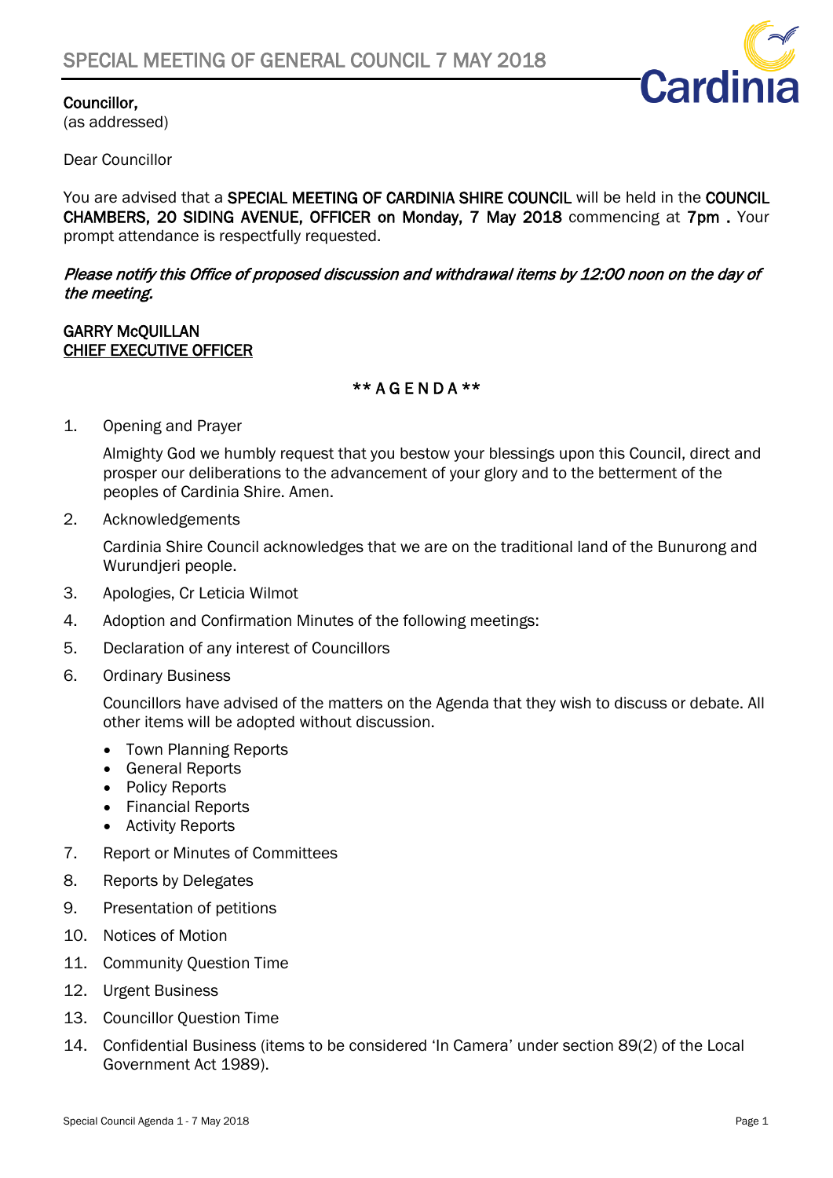# SPECIAL MEETING OF GENERAL COUNCIL 7 MAY 2018

**Councillor,**
(as addressed)

Dear Councillor

You are advised that a **SPECIAL MEETING OF CARDINIA SHIRE COUNCIL** will be held in the **COUNCIL CHAMBERS, 20 SIDING AVENUE, OFFICER on Monday, 7 May 2018** commencing at **7pm .** Your prompt attendance is respectfully requested.

***Please notify this Office of proposed discussion and withdrawal items by 12:00 noon on the day of the meeting.***

**GARRY McQUILLAN**
**CHIEF EXECUTIVE OFFICER**

**\*\* A G E N D A \*\***

1. Opening and Prayer

   Almighty God we humbly request that you bestow your blessings upon this Council, direct and prosper our deliberations to the advancement of your glory and to the betterment of the peoples of Cardinia Shire. Amen.

2. Acknowledgements

   Cardinia Shire Council acknowledges that we are on the traditional land of the Bunurong and Wurundjeri people.

3. Apologies, Cr Leticia Wilmot
4. Adoption and Confirmation Minutes of the following meetings:
5. Declaration of any interest of Councillors
6. Ordinary Business

   Councillors have advised of the matters on the Agenda that they wish to discuss or debate. All other items will be adopted without discussion.

   - Town Planning Reports
   - General Reports
   - Policy Reports
   - Financial Reports
   - Activity Reports

7. Report or Minutes of Committees
8. Reports by Delegates
9. Presentation of petitions
10. Notices of Motion
11. Community Question Time
12. Urgent Business
13. Councillor Question Time
14. Confidential Business (items to be considered 'In Camera' under section 89(2) of the Local Government Act 1989).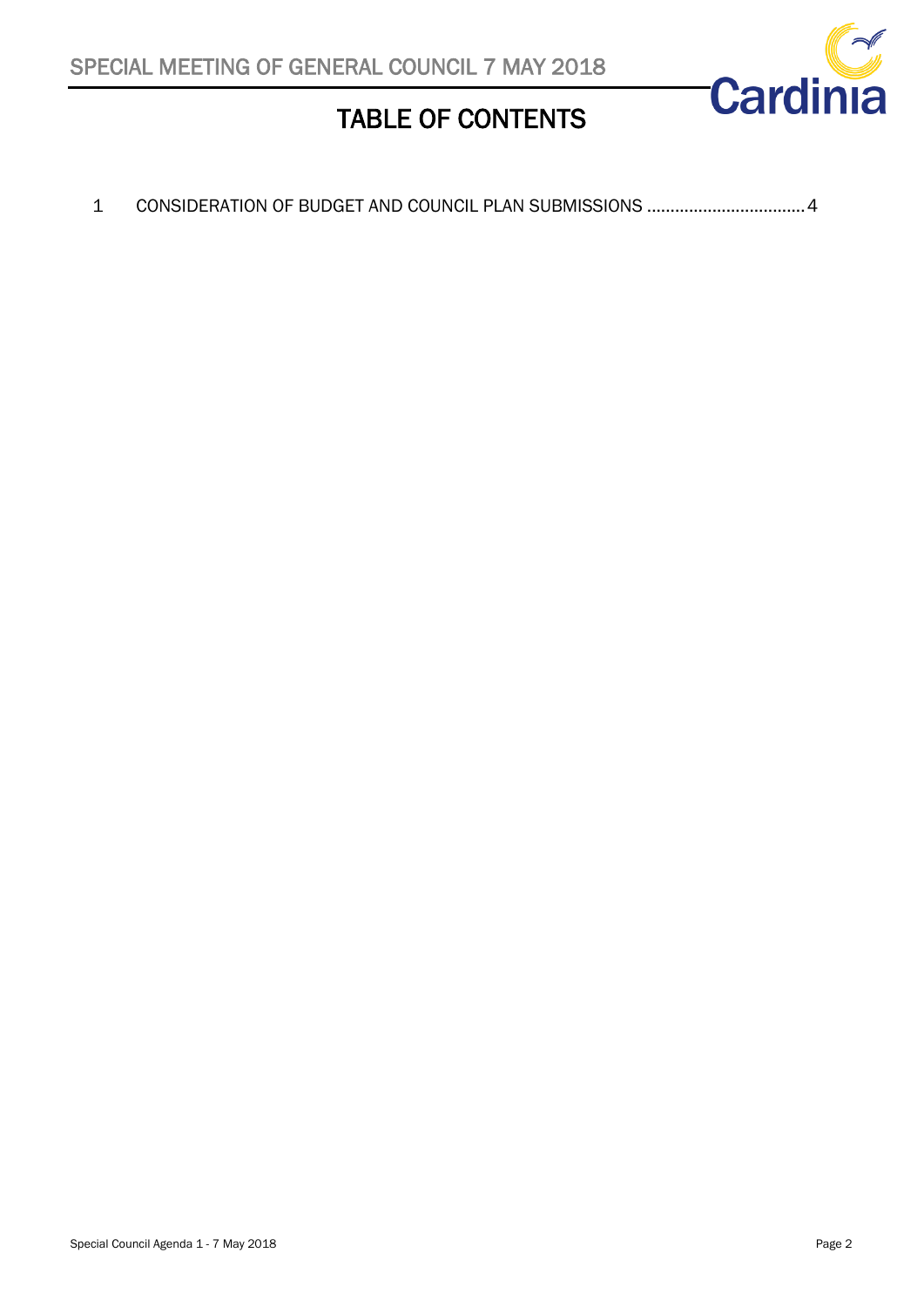# TABLE OF CONTENTS

1 CONSIDERATION OF BUDGET AND COUNCIL PLAN SUBMISSIONS .................................4